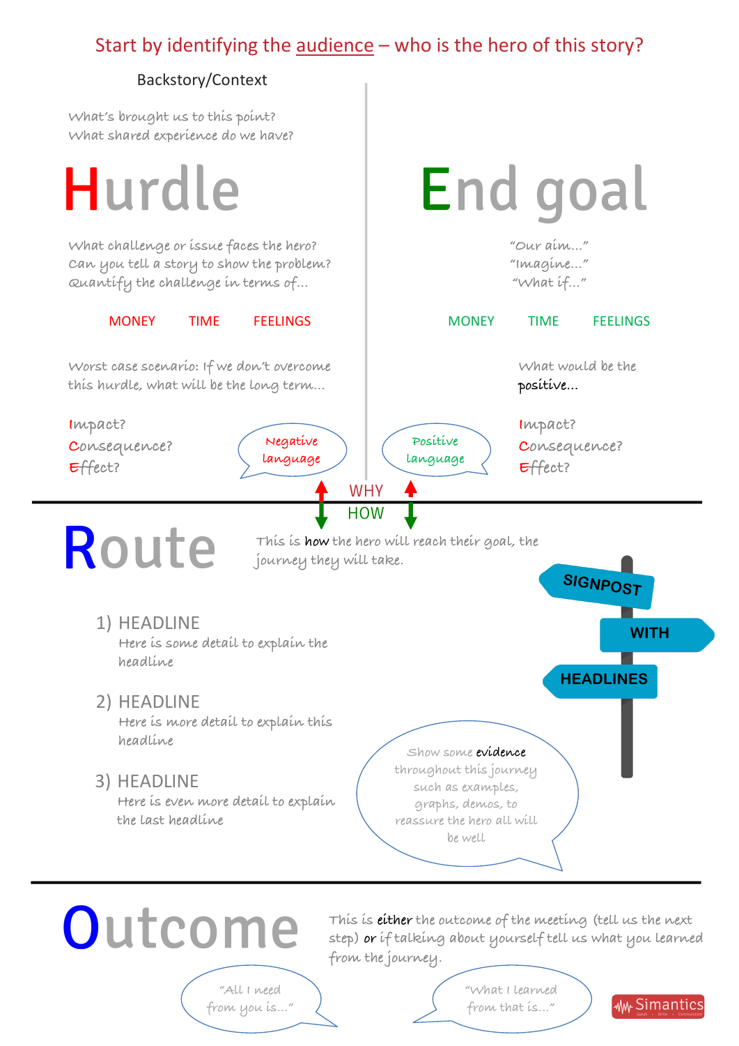Start by identifying the audience – who is the hero of this story?

Backstory/Context

What's brought us to this point?
What shared experience do we have?

# Hurdle

What challenge or issue faces the hero?
Can you tell a story to show the problem?
Quantify the challenge in terms of...

MONEY TIME FEELINGS

Worst case scenario: If we don't overcome this hurdle, what will be the long term...

Impact?
Consequence?
Effect?

Negative language

# End goal

"Our aim..."
"Imagine..."
"What if..."

MONEY TIME FEELINGS

What would be the positive...

Impact?
Consequence?
Effect?

Positive language

WHY
HOW

# Route

This is how the hero will reach their goal, the journey they will take.

SIGNPOST WITH HEADLINES

1) HEADLINE
Here is some detail to explain the headline

2) HEADLINE
Here is more detail to explain this headline

3) HEADLINE
Here is even more detail to explain the last headline

Show some evidence throughout this journey such as examples, graphs, demos, to reassure the hero all will be well

# Outcome

This is either the outcome of the meeting (tell us the next step) or if talking about yourself tell us what you learned from the journey.

"All I need from you is..."

"What I learned from that is..."

Simantics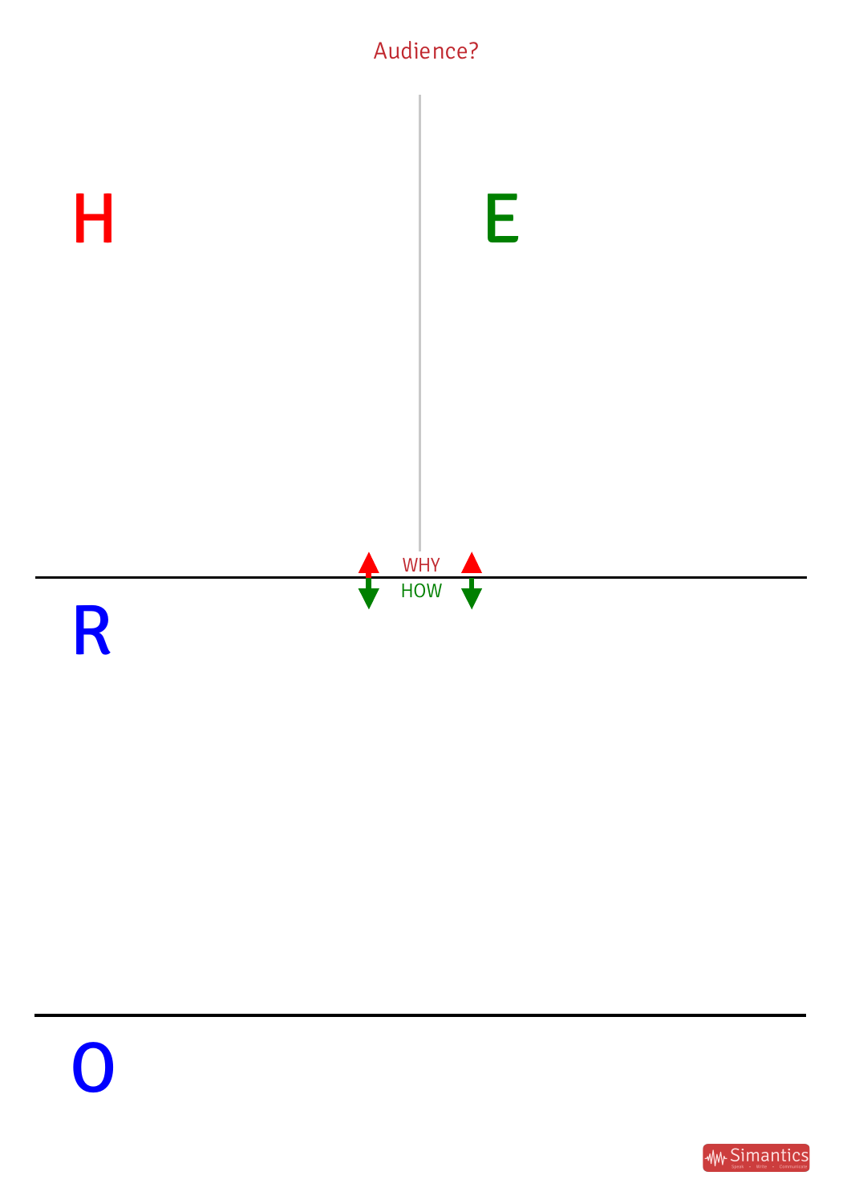Audience?

H

E

WHY

HOW

R

O